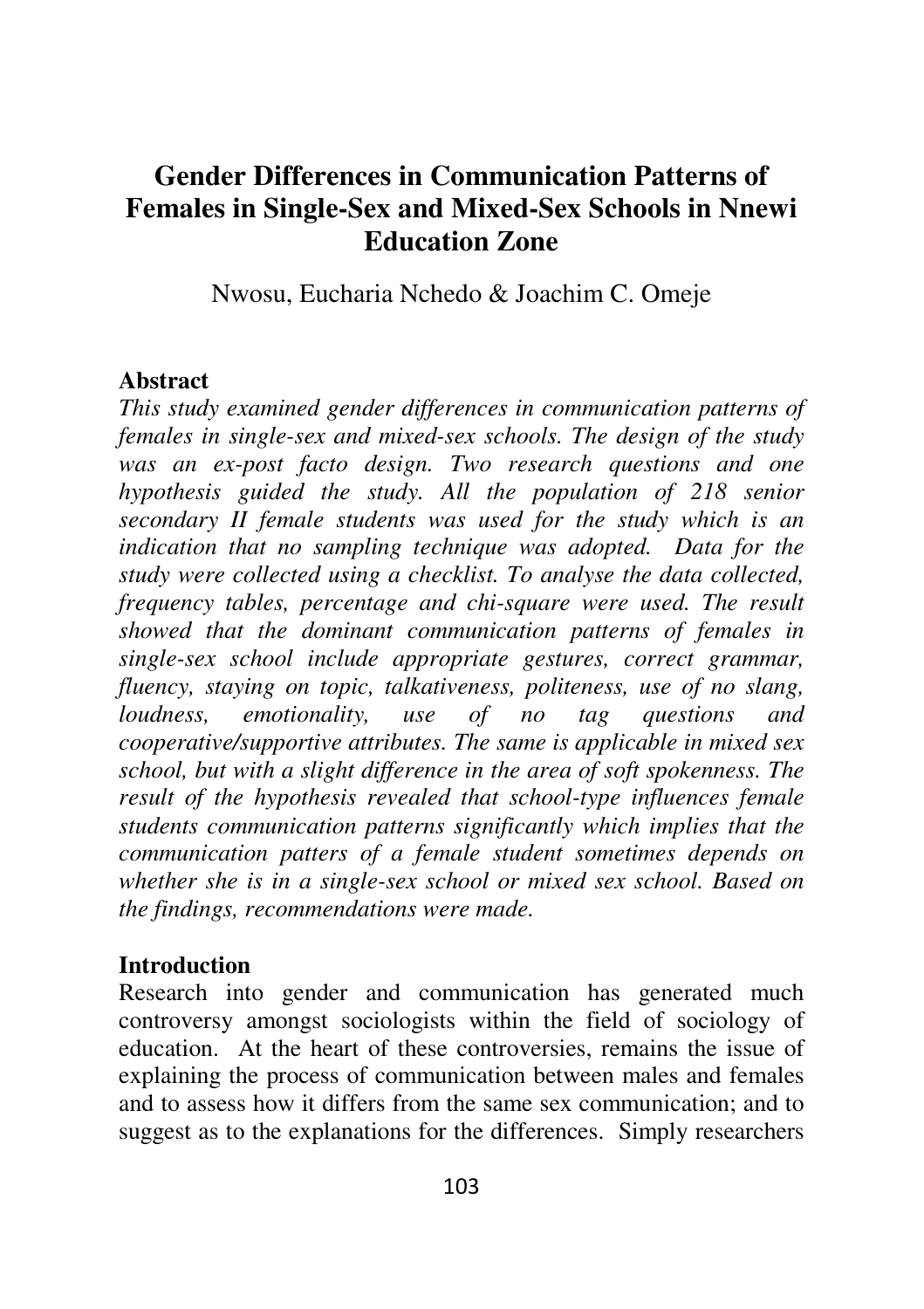# Gender Differences in Communication Patterns of Females in Single-Sex and Mixed-Sex Schools in Nnewi Education Zone

Nwosu, Eucharia Nchedo & Joachim C. Omeje

## Abstract

*This study examined gender differences in communication patterns of females in single-sex and mixed-sex schools. The design of the study was an ex-post facto design. Two research questions and one hypothesis guided the study. All the population of 218 senior secondary II female students was used for the study which is an indication that no sampling technique was adopted. Data for the study were collected using a checklist. To analyse the data collected, frequency tables, percentage and chi-square were used. The result showed that the dominant communication patterns of females in single-sex school include appropriate gestures, correct grammar, fluency, staying on topic, talkativeness, politeness, use of no slang, loudness, emotionality, use of no tag questions and cooperative/supportive attributes. The same is applicable in mixed sex school, but with a slight difference in the area of soft spokenness. The result of the hypothesis revealed that school-type influences female students communication patterns significantly which implies that the communication patters of a female student sometimes depends on whether she is in a single-sex school or mixed sex school. Based on the findings, recommendations were made.*

## Introduction

Research into gender and communication has generated much controversy amongst sociologists within the field of sociology of education. At the heart of these controversies, remains the issue of explaining the process of communication between males and females and to assess how it differs from the same sex communication; and to suggest as to the explanations for the differences. Simply researchers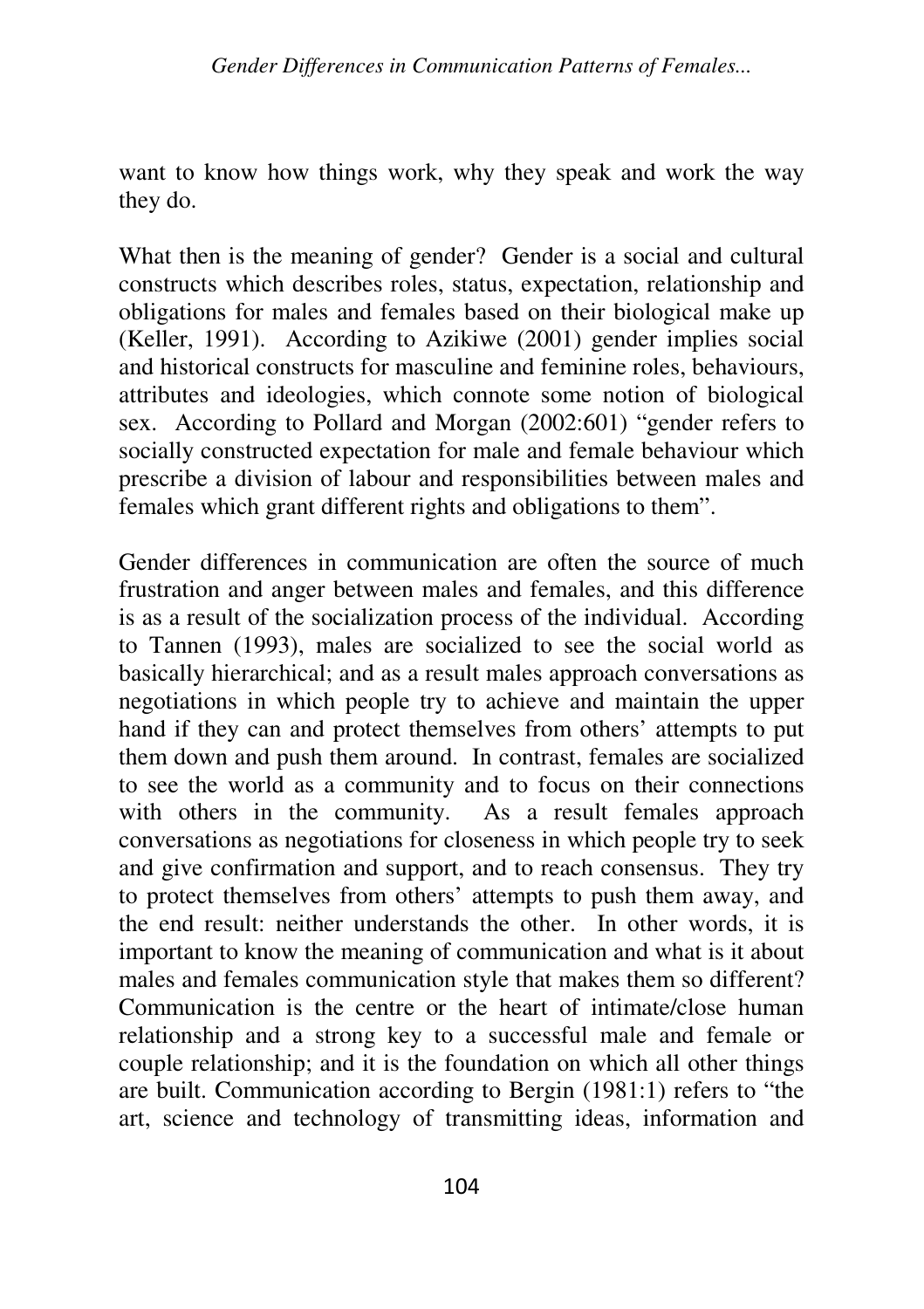want to know how things work, why they speak and work the way they do.

What then is the meaning of gender? Gender is a social and cultural constructs which describes roles, status, expectation, relationship and obligations for males and females based on their biological make up (Keller, 1991). According to Azikiwe (2001) gender implies social and historical constructs for masculine and feminine roles, behaviours, attributes and ideologies, which connote some notion of biological sex. According to Pollard and Morgan (2002:601) "gender refers to socially constructed expectation for male and female behaviour which prescribe a division of labour and responsibilities between males and females which grant different rights and obligations to them".

Gender differences in communication are often the source of much frustration and anger between males and females, and this difference is as a result of the socialization process of the individual. According to Tannen (1993), males are socialized to see the social world as basically hierarchical; and as a result males approach conversations as negotiations in which people try to achieve and maintain the upper hand if they can and protect themselves from others' attempts to put them down and push them around. In contrast, females are socialized to see the world as a community and to focus on their connections with others in the community. As a result females approach conversations as negotiations for closeness in which people try to seek and give confirmation and support, and to reach consensus. They try to protect themselves from others' attempts to push them away, and the end result: neither understands the other. In other words, it is important to know the meaning of communication and what is it about males and females communication style that makes them so different? Communication is the centre or the heart of intimate/close human relationship and a strong key to a successful male and female or couple relationship; and it is the foundation on which all other things are built. Communication according to Bergin (1981:1) refers to "the art, science and technology of transmitting ideas, information and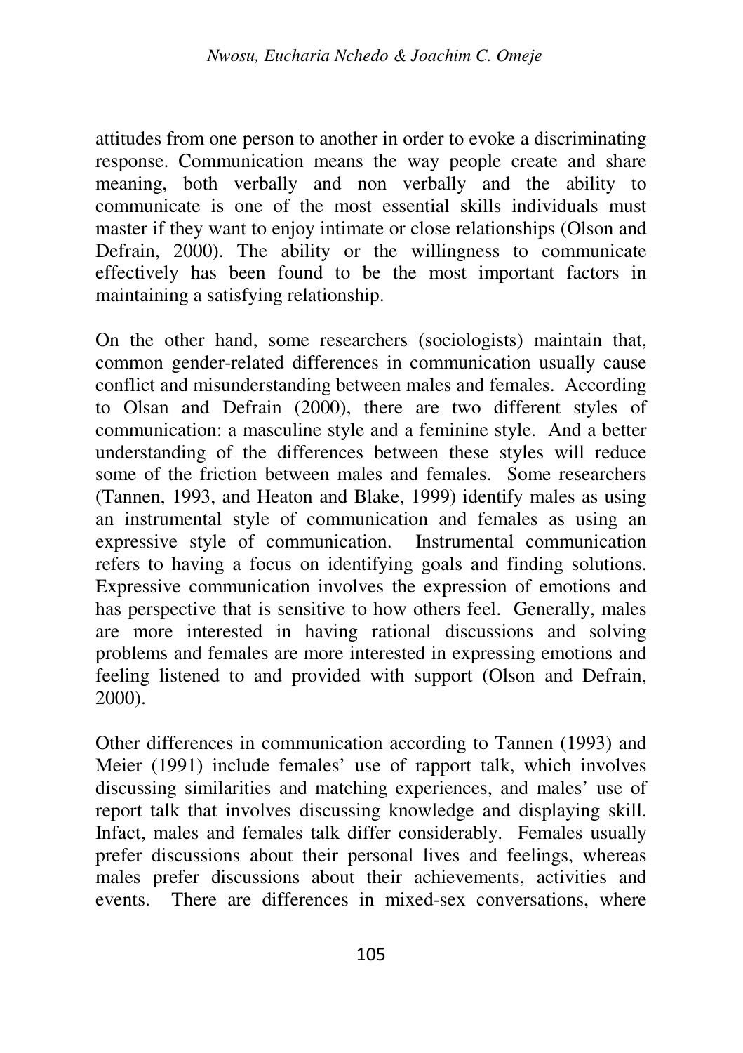attitudes from one person to another in order to evoke a discriminating response. Communication means the way people create and share meaning, both verbally and non verbally and the ability to communicate is one of the most essential skills individuals must master if they want to enjoy intimate or close relationships (Olson and Defrain, 2000). The ability or the willingness to communicate effectively has been found to be the most important factors in maintaining a satisfying relationship.

On the other hand, some researchers (sociologists) maintain that, common gender-related differences in communication usually cause conflict and misunderstanding between males and females. According to Olsan and Defrain (2000), there are two different styles of communication: a masculine style and a feminine style. And a better understanding of the differences between these styles will reduce some of the friction between males and females. Some researchers (Tannen, 1993, and Heaton and Blake, 1999) identify males as using an instrumental style of communication and females as using an expressive style of communication. Instrumental communication refers to having a focus on identifying goals and finding solutions. Expressive communication involves the expression of emotions and has perspective that is sensitive to how others feel. Generally, males are more interested in having rational discussions and solving problems and females are more interested in expressing emotions and feeling listened to and provided with support (Olson and Defrain, 2000).

Other differences in communication according to Tannen (1993) and Meier (1991) include females' use of rapport talk, which involves discussing similarities and matching experiences, and males' use of report talk that involves discussing knowledge and displaying skill. Infact, males and females talk differ considerably. Females usually prefer discussions about their personal lives and feelings, whereas males prefer discussions about their achievements, activities and events. There are differences in mixed-sex conversations, where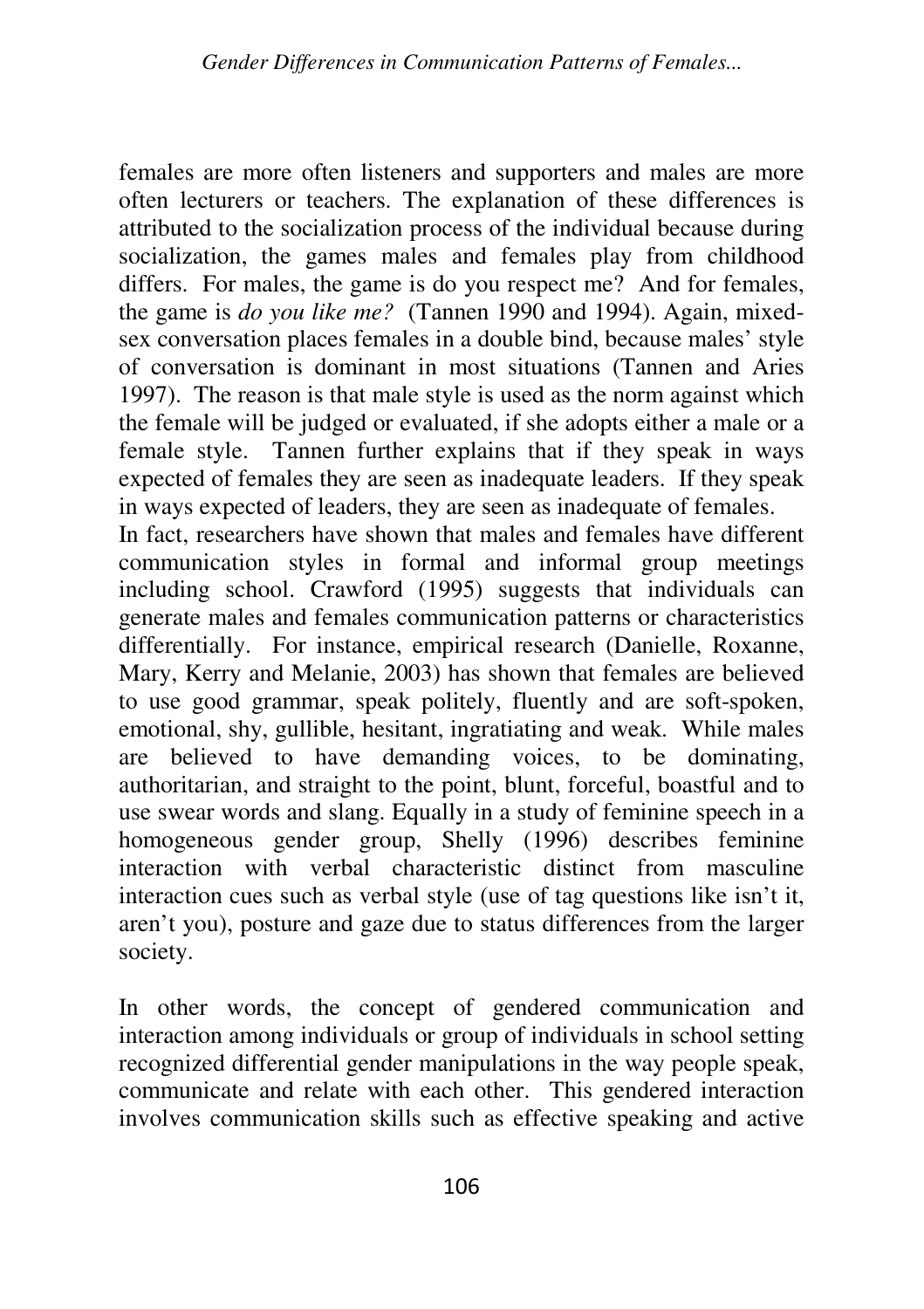females are more often listeners and supporters and males are more often lecturers or teachers. The explanation of these differences is attributed to the socialization process of the individual because during socialization, the games males and females play from childhood differs. For males, the game is do you respect me? And for females, the game is *do you like me?* (Tannen 1990 and 1994). Again, mixed-sex conversation places females in a double bind, because males' style of conversation is dominant in most situations (Tannen and Aries 1997). The reason is that male style is used as the norm against which the female will be judged or evaluated, if she adopts either a male or a female style. Tannen further explains that if they speak in ways expected of females they are seen as inadequate leaders. If they speak in ways expected of leaders, they are seen as inadequate of females.
In fact, researchers have shown that males and females have different communication styles in formal and informal group meetings including school. Crawford (1995) suggests that individuals can generate males and females communication patterns or characteristics differentially. For instance, empirical research (Danielle, Roxanne, Mary, Kerry and Melanie, 2003) has shown that females are believed to use good grammar, speak politely, fluently and are soft-spoken, emotional, shy, gullible, hesitant, ingratiating and weak. While males are believed to have demanding voices, to be dominating, authoritarian, and straight to the point, blunt, forceful, boastful and to use swear words and slang. Equally in a study of feminine speech in a homogeneous gender group, Shelly (1996) describes feminine interaction with verbal characteristic distinct from masculine interaction cues such as verbal style (use of tag questions like isn't it, aren't you), posture and gaze due to status differences from the larger society.

In other words, the concept of gendered communication and interaction among individuals or group of individuals in school setting recognized differential gender manipulations in the way people speak, communicate and relate with each other. This gendered interaction involves communication skills such as effective speaking and active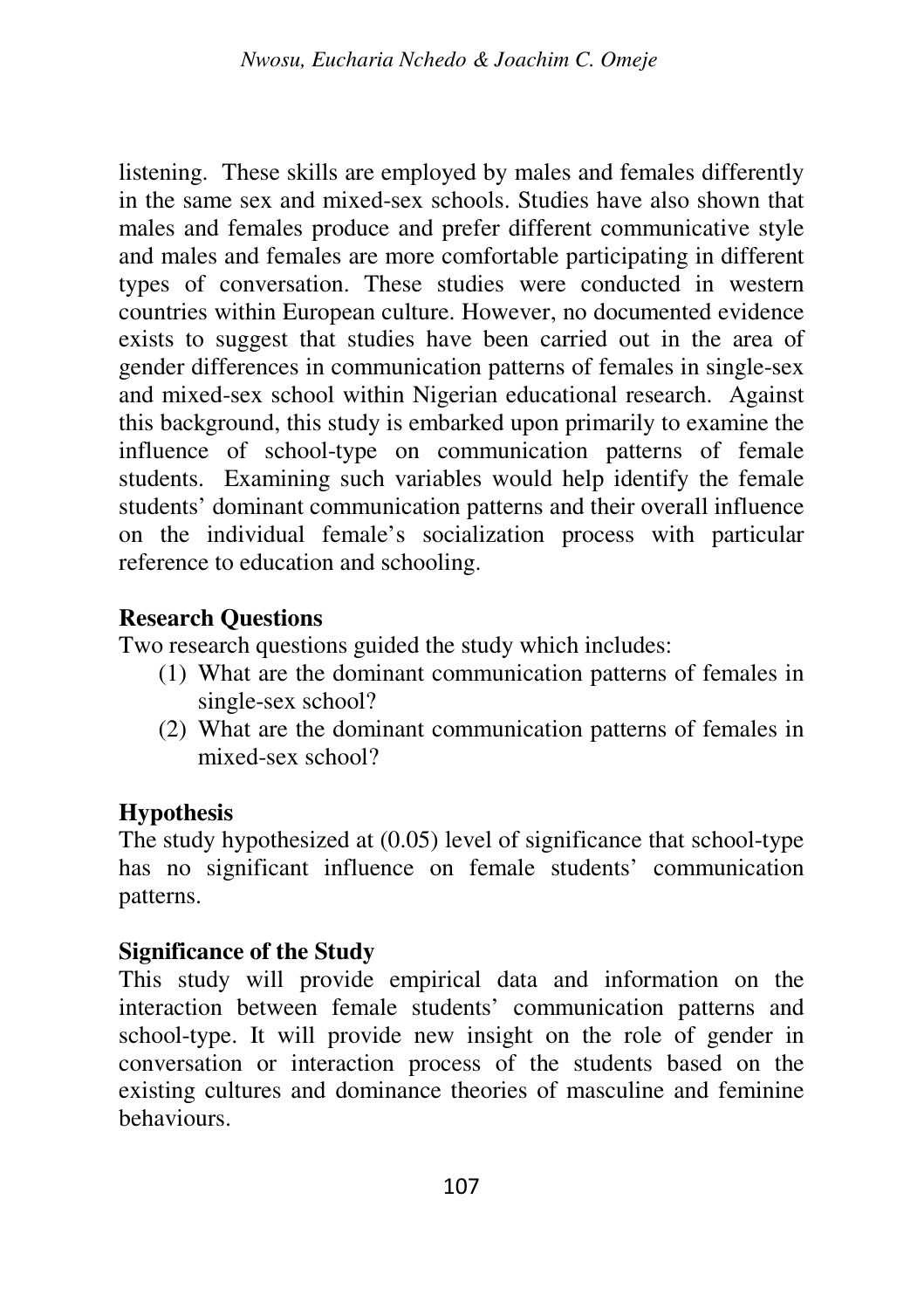listening. These skills are employed by males and females differently in the same sex and mixed-sex schools. Studies have also shown that males and females produce and prefer different communicative style and males and females are more comfortable participating in different types of conversation. These studies were conducted in western countries within European culture. However, no documented evidence exists to suggest that studies have been carried out in the area of gender differences in communication patterns of females in single-sex and mixed-sex school within Nigerian educational research. Against this background, this study is embarked upon primarily to examine the influence of school-type on communication patterns of female students. Examining such variables would help identify the female students' dominant communication patterns and their overall influence on the individual female's socialization process with particular reference to education and schooling.

**Research Questions**

Two research questions guided the study which includes:

(1) What are the dominant communication patterns of females in single-sex school?

(2) What are the dominant communication patterns of females in mixed-sex school?

**Hypothesis**

The study hypothesized at (0.05) level of significance that school-type has no significant influence on female students' communication patterns.

**Significance of the Study**

This study will provide empirical data and information on the interaction between female students' communication patterns and school-type. It will provide new insight on the role of gender in conversation or interaction process of the students based on the existing cultures and dominance theories of masculine and feminine behaviours.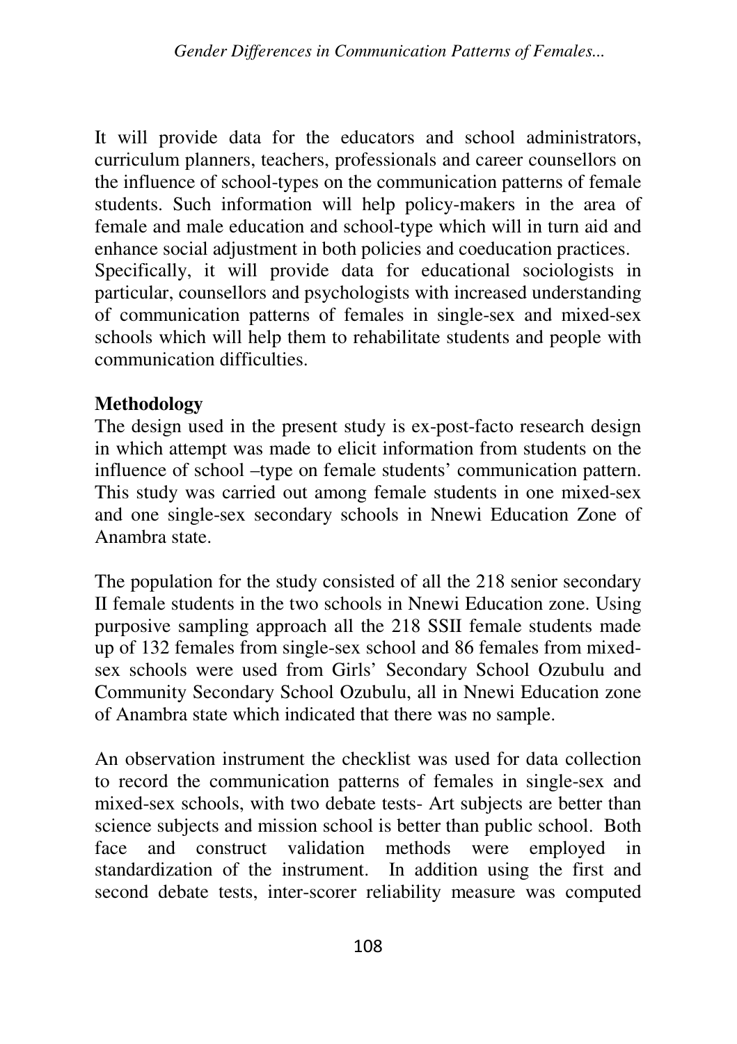It will provide data for the educators and school administrators, curriculum planners, teachers, professionals and career counsellors on the influence of school-types on the communication patterns of female students. Such information will help policy-makers in the area of female and male education and school-type which will in turn aid and enhance social adjustment in both policies and coeducation practices. Specifically, it will provide data for educational sociologists in particular, counsellors and psychologists with increased understanding of communication patterns of females in single-sex and mixed-sex schools which will help them to rehabilitate students and people with communication difficulties.

**Methodology**

The design used in the present study is ex-post-facto research design in which attempt was made to elicit information from students on the influence of school –type on female students' communication pattern. This study was carried out among female students in one mixed-sex and one single-sex secondary schools in Nnewi Education Zone of Anambra state.

The population for the study consisted of all the 218 senior secondary II female students in the two schools in Nnewi Education zone. Using purposive sampling approach all the 218 SSII female students made up of 132 females from single-sex school and 86 females from mixed-sex schools were used from Girls' Secondary School Ozubulu and Community Secondary School Ozubulu, all in Nnewi Education zone of Anambra state which indicated that there was no sample.

An observation instrument the checklist was used for data collection to record the communication patterns of females in single-sex and mixed-sex schools, with two debate tests- Art subjects are better than science subjects and mission school is better than public school. Both face and construct validation methods were employed in standardization of the instrument. In addition using the first and second debate tests, inter-scorer reliability measure was computed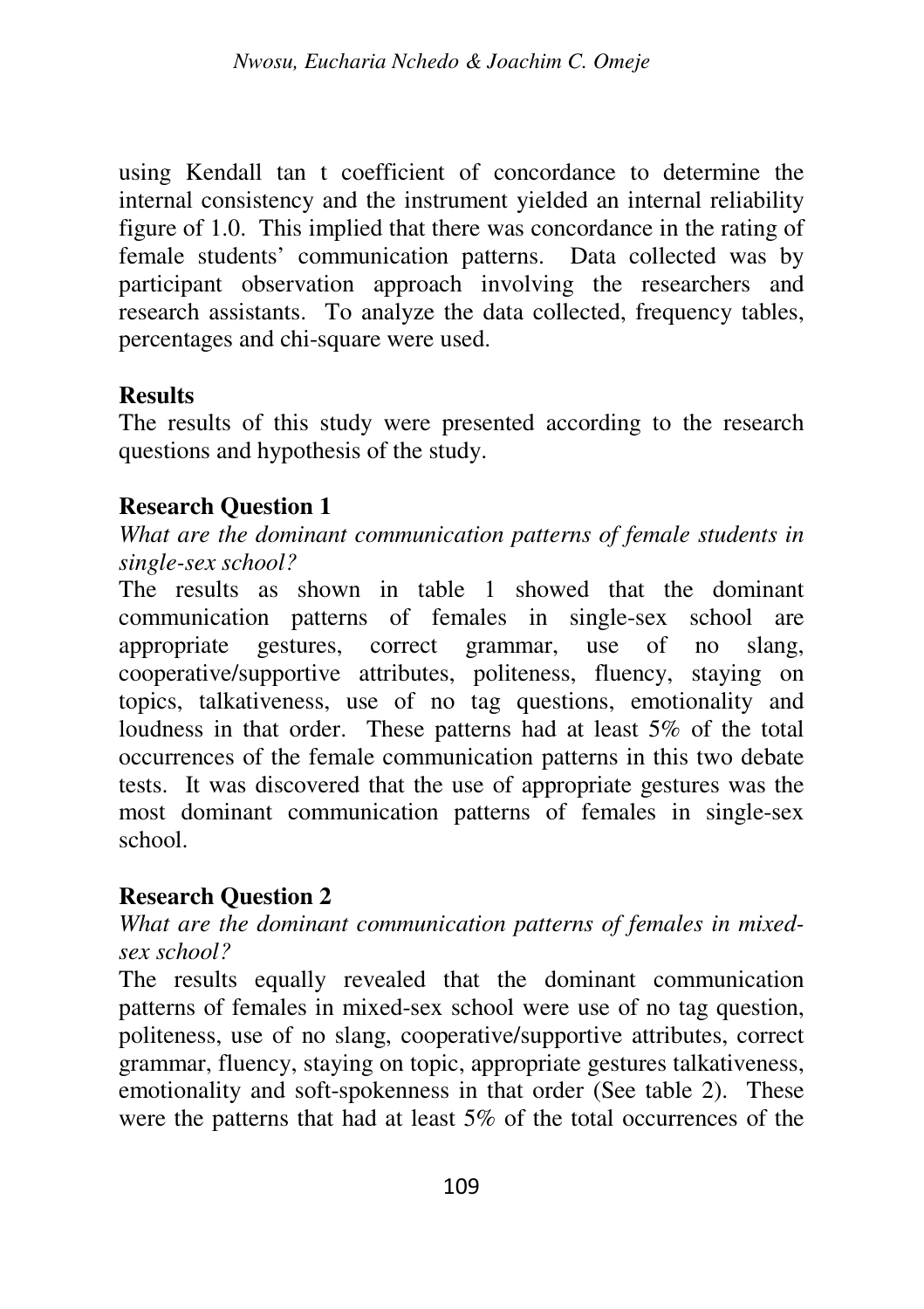using Kendall tan t coefficient of concordance to determine the internal consistency and the instrument yielded an internal reliability figure of 1.0. This implied that there was concordance in the rating of female students' communication patterns. Data collected was by participant observation approach involving the researchers and research assistants. To analyze the data collected, frequency tables, percentages and chi-square were used.

## Results

The results of this study were presented according to the research questions and hypothesis of the study.

### Research Question 1

*What are the dominant communication patterns of female students in single-sex school?*

The results as shown in table 1 showed that the dominant communication patterns of females in single-sex school are appropriate gestures, correct grammar, use of no slang, cooperative/supportive attributes, politeness, fluency, staying on topics, talkativeness, use of no tag questions, emotionality and loudness in that order. These patterns had at least 5% of the total occurrences of the female communication patterns in this two debate tests. It was discovered that the use of appropriate gestures was the most dominant communication patterns of females in single-sex school.

### Research Question 2

*What are the dominant communication patterns of females in mixed-sex school?*

The results equally revealed that the dominant communication patterns of females in mixed-sex school were use of no tag question, politeness, use of no slang, cooperative/supportive attributes, correct grammar, fluency, staying on topic, appropriate gestures talkativeness, emotionality and soft-spokenness in that order (See table 2). These were the patterns that had at least 5% of the total occurrences of the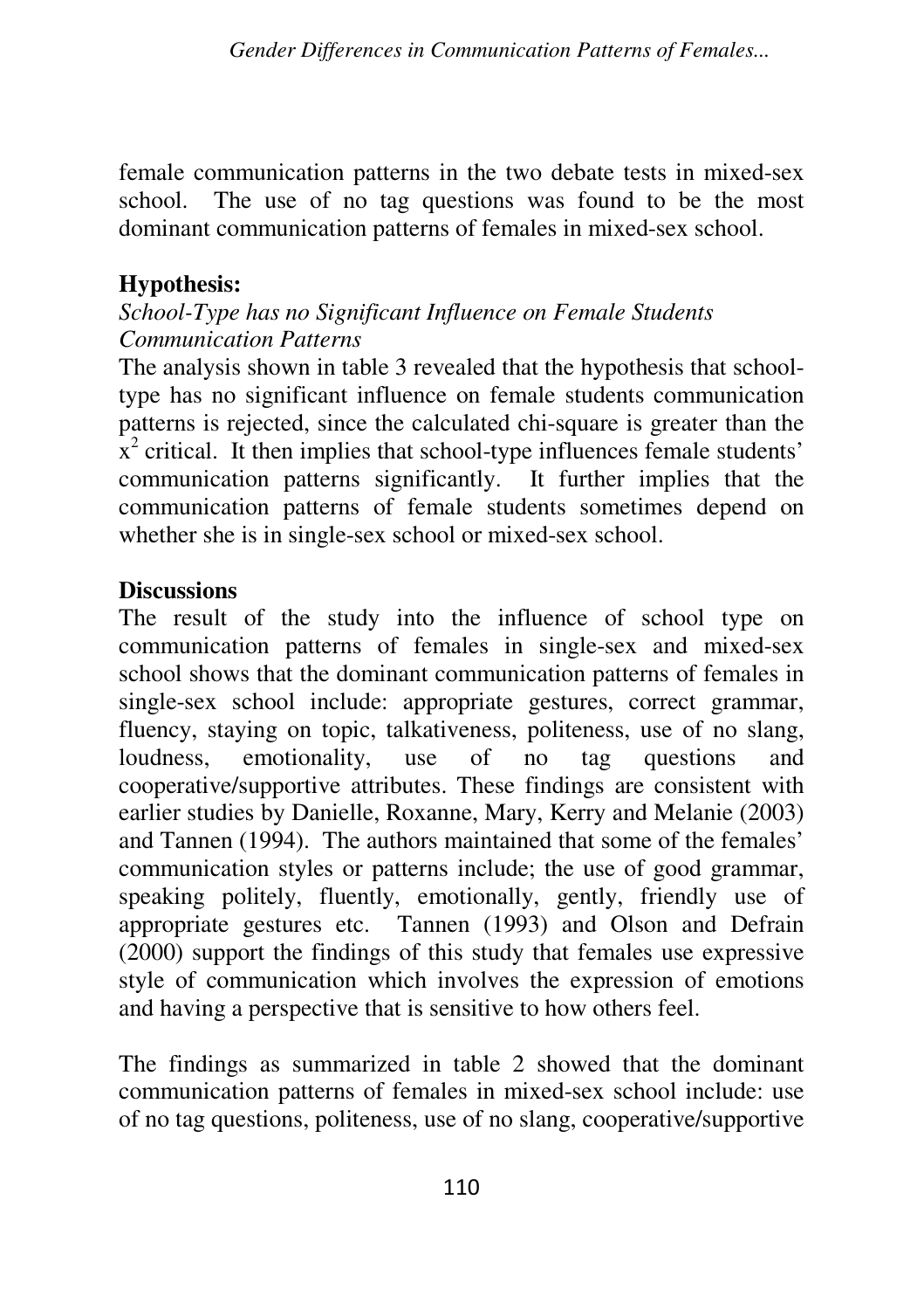female communication patterns in the two debate tests in mixed-sex school. The use of no tag questions was found to be the most dominant communication patterns of females in mixed-sex school.

**Hypothesis:**

*School-Type has no Significant Influence on Female Students Communication Patterns*

The analysis shown in table 3 revealed that the hypothesis that school-type has no significant influence on female students communication patterns is rejected, since the calculated chi-square is greater than the $x^2$ critical. It then implies that school-type influences female students' communication patterns significantly. It further implies that the communication patterns of female students sometimes depend on whether she is in single-sex school or mixed-sex school.

**Discussions**

The result of the study into the influence of school type on communication patterns of females in single-sex and mixed-sex school shows that the dominant communication patterns of females in single-sex school include: appropriate gestures, correct grammar, fluency, staying on topic, talkativeness, politeness, use of no slang, loudness, emotionality, use of no tag questions and cooperative/supportive attributes. These findings are consistent with earlier studies by Danielle, Roxanne, Mary, Kerry and Melanie (2003) and Tannen (1994). The authors maintained that some of the females' communication styles or patterns include; the use of good grammar, speaking politely, fluently, emotionally, gently, friendly use of appropriate gestures etc. Tannen (1993) and Olson and Defrain (2000) support the findings of this study that females use expressive style of communication which involves the expression of emotions and having a perspective that is sensitive to how others feel.

The findings as summarized in table 2 showed that the dominant communication patterns of females in mixed-sex school include: use of no tag questions, politeness, use of no slang, cooperative/supportive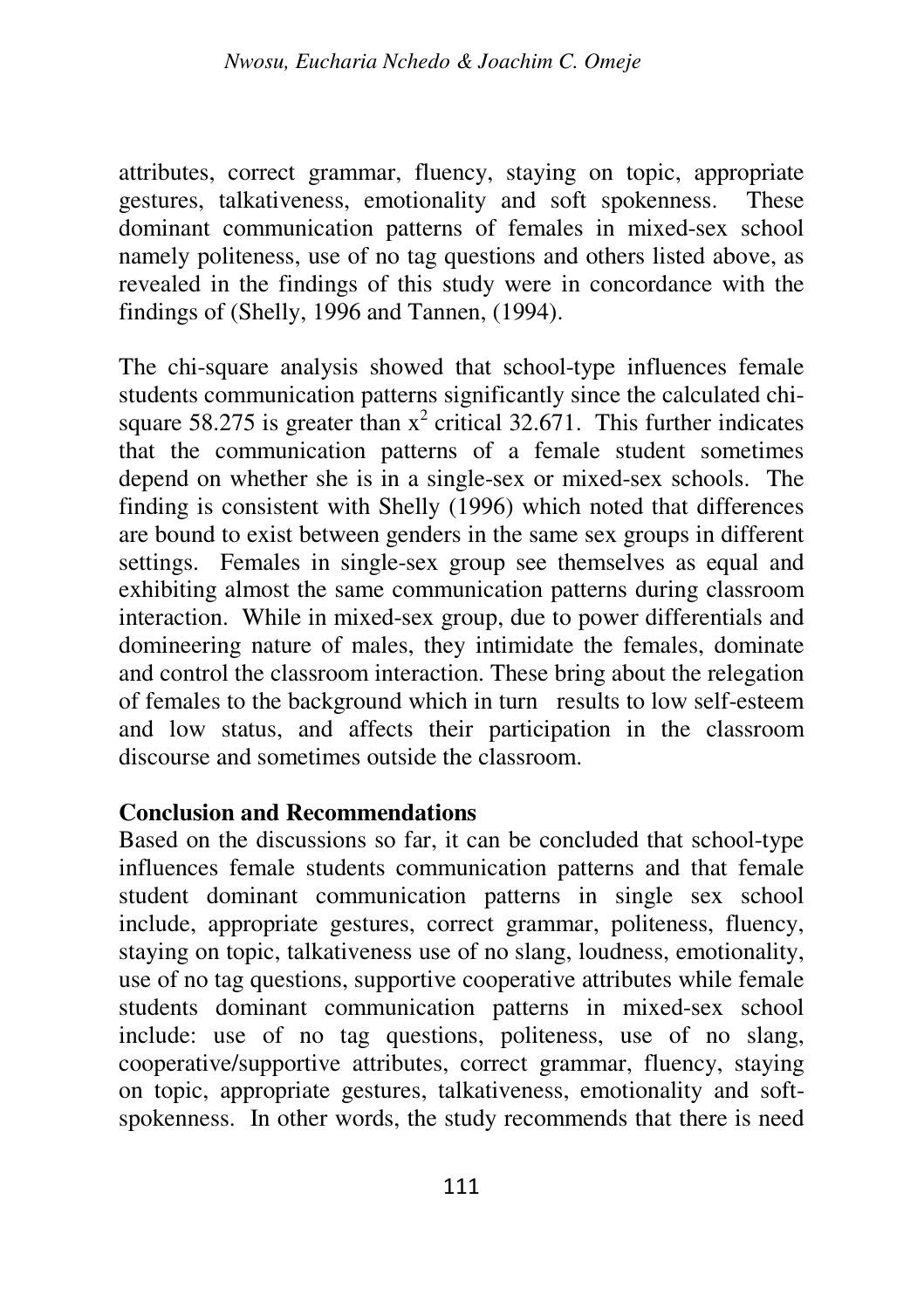attributes, correct grammar, fluency, staying on topic, appropriate gestures, talkativeness, emotionality and soft spokenness. These dominant communication patterns of females in mixed-sex school namely politeness, use of no tag questions and others listed above, as revealed in the findings of this study were in concordance with the findings of (Shelly, 1996 and Tannen, (1994).

The chi-square analysis showed that school-type influences female students communication patterns significantly since the calculated chi-square 58.275 is greater than $x^2$ critical 32.671. This further indicates that the communication patterns of a female student sometimes depend on whether she is in a single-sex or mixed-sex schools. The finding is consistent with Shelly (1996) which noted that differences are bound to exist between genders in the same sex groups in different settings. Females in single-sex group see themselves as equal and exhibiting almost the same communication patterns during classroom interaction. While in mixed-sex group, due to power differentials and domineering nature of males, they intimidate the females, dominate and control the classroom interaction. These bring about the relegation of females to the background which in turn results to low self-esteem and low status, and affects their participation in the classroom discourse and sometimes outside the classroom.

## Conclusion and Recommendations

Based on the discussions so far, it can be concluded that school-type influences female students communication patterns and that female student dominant communication patterns in single sex school include, appropriate gestures, correct grammar, politeness, fluency, staying on topic, talkativeness use of no slang, loudness, emotionality, use of no tag questions, supportive cooperative attributes while female students dominant communication patterns in mixed-sex school include: use of no tag questions, politeness, use of no slang, cooperative/supportive attributes, correct grammar, fluency, staying on topic, appropriate gestures, talkativeness, emotionality and soft-spokenness. In other words, the study recommends that there is need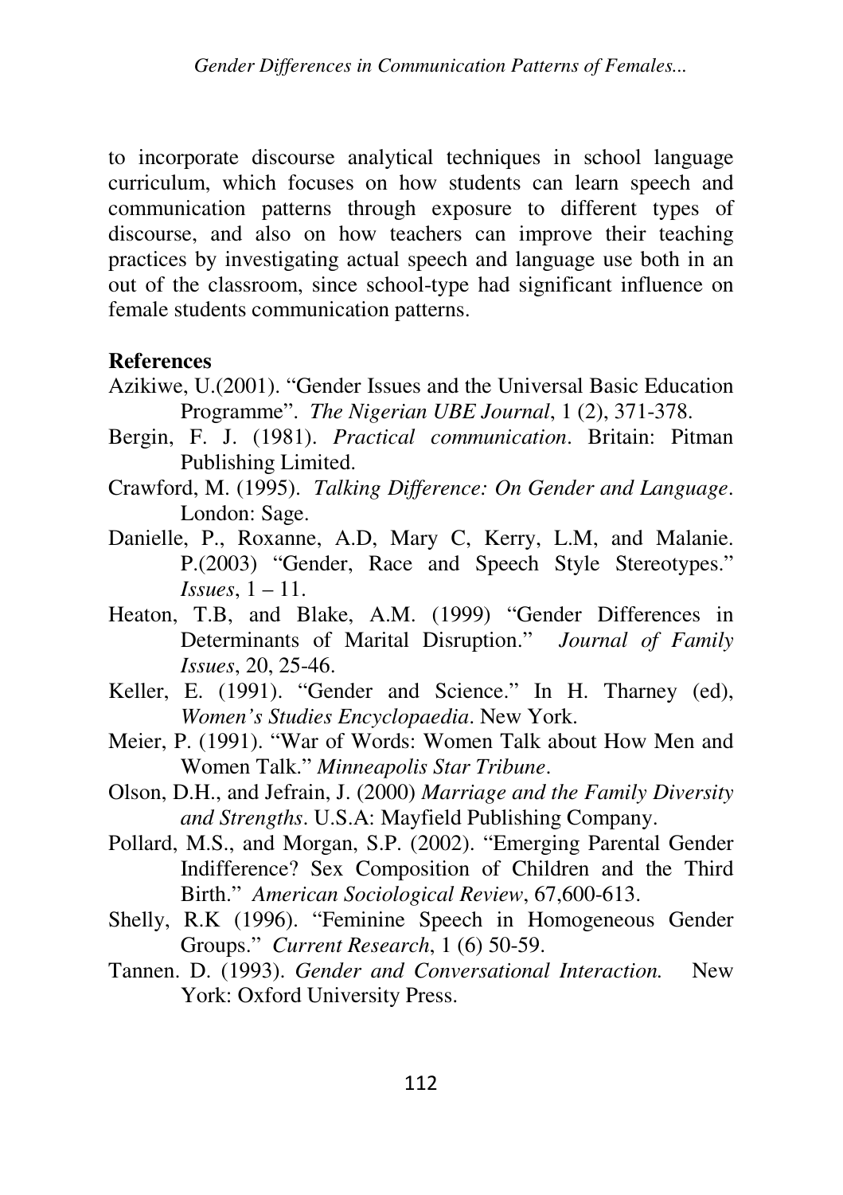to incorporate discourse analytical techniques in school language curriculum, which focuses on how students can learn speech and communication patterns through exposure to different types of discourse, and also on how teachers can improve their teaching practices by investigating actual speech and language use both in an out of the classroom, since school-type had significant influence on female students communication patterns.

## References

Azikiwe, U.(2001). "Gender Issues and the Universal Basic Education Programme". *The Nigerian UBE Journal*, 1 (2), 371-378.

Bergin, F. J. (1981). *Practical communication*. Britain: Pitman Publishing Limited.

Crawford, M. (1995). *Talking Difference: On Gender and Language*. London: Sage.

Danielle, P., Roxanne, A.D, Mary C, Kerry, L.M, and Malanie. P.(2003) "Gender, Race and Speech Style Stereotypes." *Issues*, 1 – 11.

Heaton, T.B, and Blake, A.M. (1999) "Gender Differences in Determinants of Marital Disruption." *Journal of Family Issues*, 20, 25-46.

Keller, E. (1991). "Gender and Science." In H. Tharney (ed), *Women's Studies Encyclopaedia*. New York.

Meier, P. (1991). "War of Words: Women Talk about How Men and Women Talk." *Minneapolis Star Tribune*.

Olson, D.H., and Jefrain, J. (2000) *Marriage and the Family Diversity and Strengths*. U.S.A: Mayfield Publishing Company.

Pollard, M.S., and Morgan, S.P. (2002). "Emerging Parental Gender Indifference? Sex Composition of Children and the Third Birth." *American Sociological Review*, 67,600-613.

Shelly, R.K (1996). "Feminine Speech in Homogeneous Gender Groups." *Current Research*, 1 (6) 50-59.

Tannen. D. (1993). *Gender and Conversational Interaction.* New York: Oxford University Press.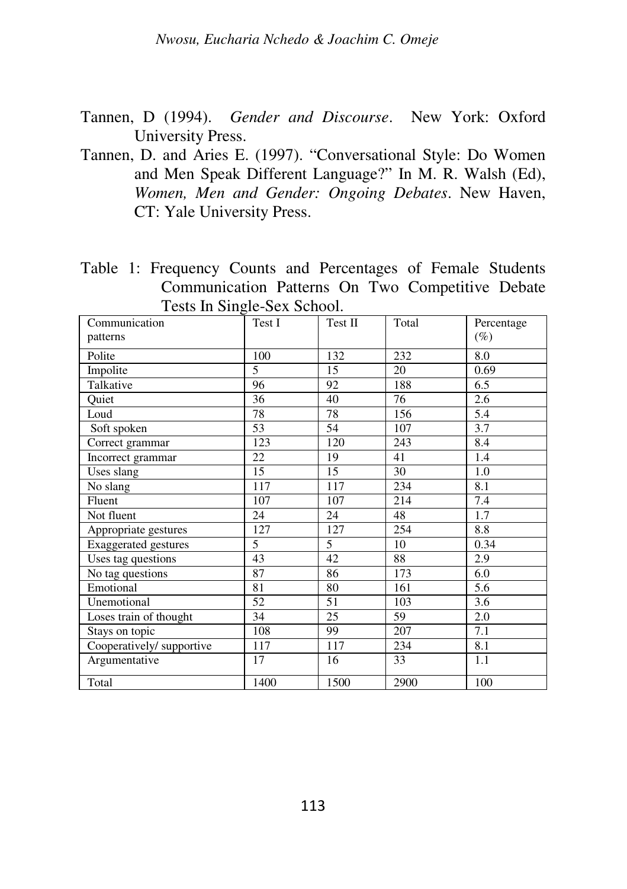Tannen, D (1994). *Gender and Discourse*. New York: Oxford University Press.

Tannen, D. and Aries E. (1997). "Conversational Style: Do Women and Men Speak Different Language?" In M. R. Walsh (Ed), *Women, Men and Gender: Ongoing Debates*. New Haven, CT: Yale University Press.

Table 1: Frequency Counts and Percentages of Female Students Communication Patterns On Two Competitive Debate Tests In Single-Sex School.

| Communication patterns | Test I | Test II | Total | Percentage (%) |
|---|---|---|---|---|
| Polite | 100 | 132 | 232 | 8.0 |
| Impolite | 5 | 15 | 20 | 0.69 |
| Talkative | 96 | 92 | 188 | 6.5 |
| Quiet | 36 | 40 | 76 | 2.6 |
| Loud | 78 | 78 | 156 | 5.4 |
| Soft spoken | 53 | 54 | 107 | 3.7 |
| Correct grammar | 123 | 120 | 243 | 8.4 |
| Incorrect grammar | 22 | 19 | 41 | 1.4 |
| Uses slang | 15 | 15 | 30 | 1.0 |
| No slang | 117 | 117 | 234 | 8.1 |
| Fluent | 107 | 107 | 214 | 7.4 |
| Not fluent | 24 | 24 | 48 | 1.7 |
| Appropriate gestures | 127 | 127 | 254 | 8.8 |
| Exaggerated gestures | 5 | 5 | 10 | 0.34 |
| Uses tag questions | 43 | 42 | 88 | 2.9 |
| No tag questions | 87 | 86 | 173 | 6.0 |
| Emotional | 81 | 80 | 161 | 5.6 |
| Unemotional | 52 | 51 | 103 | 3.6 |
| Loses train of thought | 34 | 25 | 59 | 2.0 |
| Stays on topic | 108 | 99 | 207 | 7.1 |
| Cooperatively/ supportive | 117 | 117 | 234 | 8.1 |
| Argumentative | 17 | 16 | 33 | 1.1 |
| Total | 1400 | 1500 | 2900 | 100 |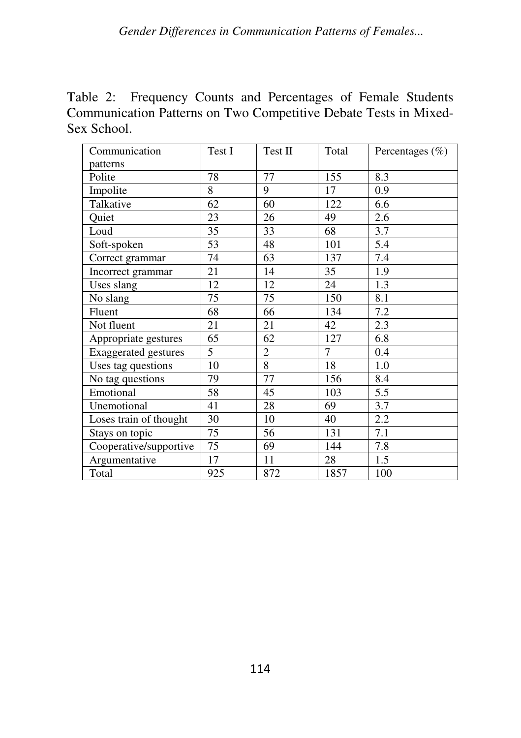Table 2: Frequency Counts and Percentages of Female Students Communication Patterns on Two Competitive Debate Tests in Mixed-Sex School.

| Communication patterns | Test I | Test II | Total | Percentages (%) |
|---|---|---|---|---|
| Polite | 78 | 77 | 155 | 8.3 |
| Impolite | 8 | 9 | 17 | 0.9 |
| Talkative | 62 | 60 | 122 | 6.6 |
| Quiet | 23 | 26 | 49 | 2.6 |
| Loud | 35 | 33 | 68 | 3.7 |
| Soft-spoken | 53 | 48 | 101 | 5.4 |
| Correct grammar | 74 | 63 | 137 | 7.4 |
| Incorrect grammar | 21 | 14 | 35 | 1.9 |
| Uses slang | 12 | 12 | 24 | 1.3 |
| No slang | 75 | 75 | 150 | 8.1 |
| Fluent | 68 | 66 | 134 | 7.2 |
| Not fluent | 21 | 21 | 42 | 2.3 |
| Appropriate gestures | 65 | 62 | 127 | 6.8 |
| Exaggerated gestures | 5 | 2 | 7 | 0.4 |
| Uses tag questions | 10 | 8 | 18 | 1.0 |
| No tag questions | 79 | 77 | 156 | 8.4 |
| Emotional | 58 | 45 | 103 | 5.5 |
| Unemotional | 41 | 28 | 69 | 3.7 |
| Loses train of thought | 30 | 10 | 40 | 2.2 |
| Stays on topic | 75 | 56 | 131 | 7.1 |
| Cooperative/supportive | 75 | 69 | 144 | 7.8 |
| Argumentative | 17 | 11 | 28 | 1.5 |
| Total | 925 | 872 | 1857 | 100 |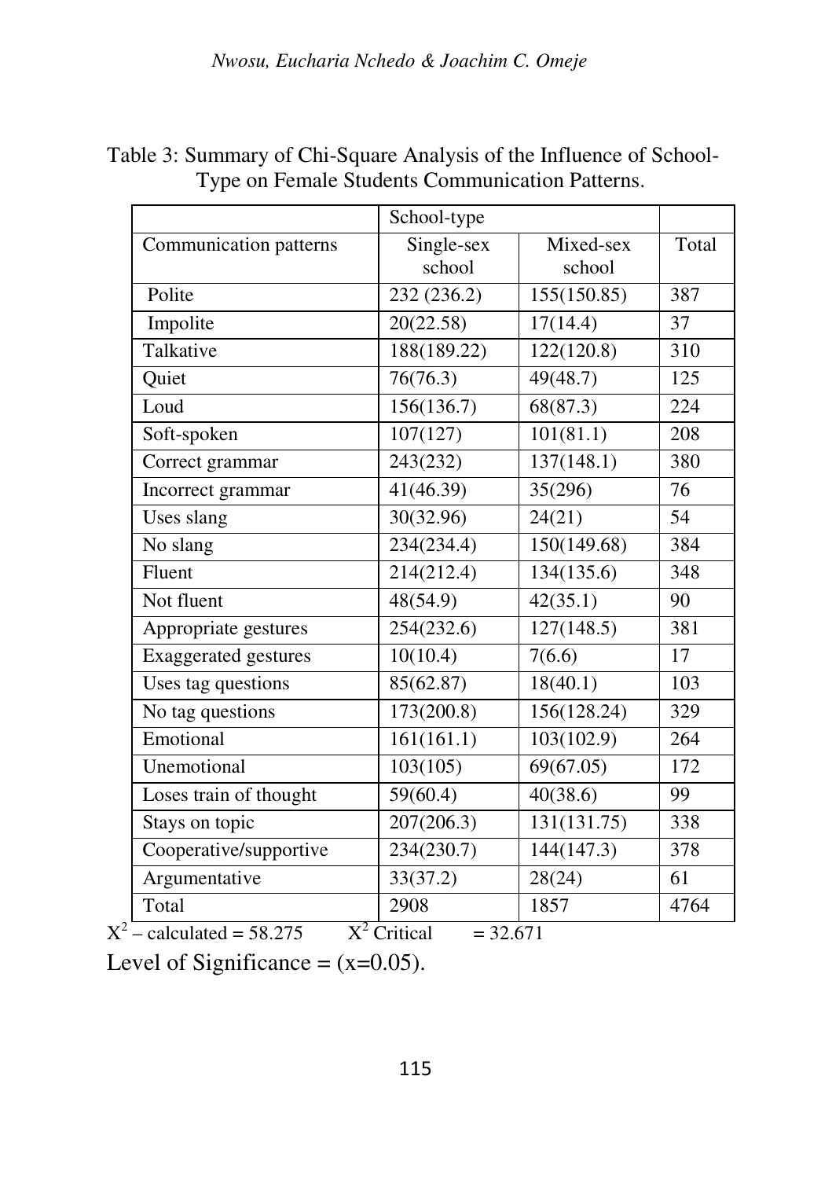Table 3: Summary of Chi-Square Analysis of the Influence of School-Type on Female Students Communication Patterns.

| | School-type | | |
|---|---|---|---|
| Communication patterns | Single-sex school | Mixed-sex school | Total |
| Polite | 232 (236.2) | 155(150.85) | 387 |
| Impolite | 20(22.58) | 17(14.4) | 37 |
| Talkative | 188(189.22) | 122(120.8) | 310 |
| Quiet | 76(76.3) | 49(48.7) | 125 |
| Loud | 156(136.7) | 68(87.3) | 224 |
| Soft-spoken | 107(127) | 101(81.1) | 208 |
| Correct grammar | 243(232) | 137(148.1) | 380 |
| Incorrect grammar | 41(46.39) | 35(296) | 76 |
| Uses slang | 30(32.96) | 24(21) | 54 |
| No slang | 234(234.4) | 150(149.68) | 384 |
| Fluent | 214(212.4) | 134(135.6) | 348 |
| Not fluent | 48(54.9) | 42(35.1) | 90 |
| Appropriate gestures | 254(232.6) | 127(148.5) | 381 |
| Exaggerated gestures | 10(10.4) | 7(6.6) | 17 |
| Uses tag questions | 85(62.87) | 18(40.1) | 103 |
| No tag questions | 173(200.8) | 156(128.24) | 329 |
| Emotional | 161(161.1) | 103(102.9) | 264 |
| Unemotional | 103(105) | 69(67.05) | 172 |
| Loses train of thought | 59(60.4) | 40(38.6) | 99 |
| Stays on topic | 207(206.3) | 131(131.75) | 338 |
| Cooperative/supportive | 234(230.7) | 144(147.3) | 378 |
| Argumentative | 33(37.2) | 28(24) | 61 |
| Total | 2908 | 1857 | 4764 |

$X^2$ – calculated = 58.275 $X^2$ Critical = 32.671

Level of Significance = (x=0.05).